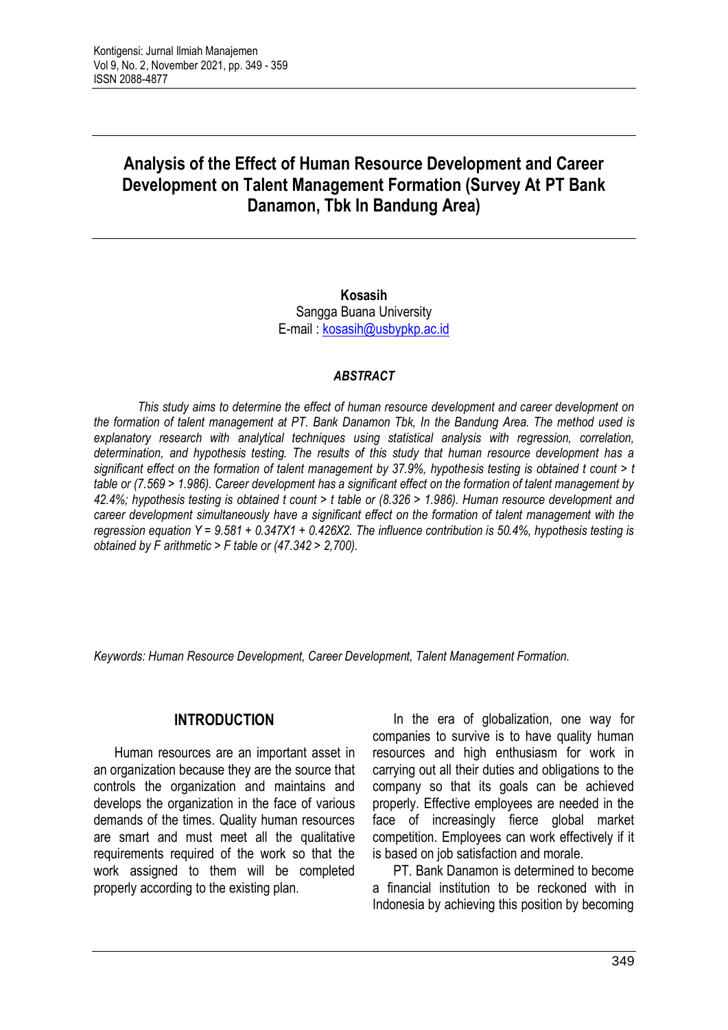# Analysis of the Effect of Human Resource Development and Career Development on Talent Management Formation (Survey At PT Bank Danamon, Tbk In Bandung Area)

**Kosasih**
Sangga Buana University
E-mail : kosasih@usbypkp.ac.id

### *ABSTRACT*

*This study aims to determine the effect of human resource development and career development on the formation of talent management at PT. Bank Danamon Tbk, In the Bandung Area. The method used is explanatory research with analytical techniques using statistical analysis with regression, correlation, determination, and hypothesis testing. The results of this study that human resource development has a significant effect on the formation of talent management by 37.9%, hypothesis testing is obtained t count > t table or (7.569 > 1.986). Career development has a significant effect on the formation of talent management by 42.4%; hypothesis testing is obtained t count > t table or (8.326 > 1.986). Human resource development and career development simultaneously have a significant effect on the formation of talent management with the regression equation Y = 9.581 + 0.347X1 + 0.426X2. The influence contribution is 50.4%, hypothesis testing is obtained by F arithmetic > F table or (47.342 > 2,700).*

*Keywords: Human Resource Development, Career Development, Talent Management Formation.*

## INTRODUCTION

Human resources are an important asset in an organization because they are the source that controls the organization and maintains and develops the organization in the face of various demands of the times. Quality human resources are smart and must meet all the qualitative requirements required of the work so that the work assigned to them will be completed properly according to the existing plan.

In the era of globalization, one way for companies to survive is to have quality human resources and high enthusiasm for work in carrying out all their duties and obligations to the company so that its goals can be achieved properly. Effective employees are needed in the face of increasingly fierce global market competition. Employees can work effectively if it is based on job satisfaction and morale.

PT. Bank Danamon is determined to become a financial institution to be reckoned with in Indonesia by achieving this position by becoming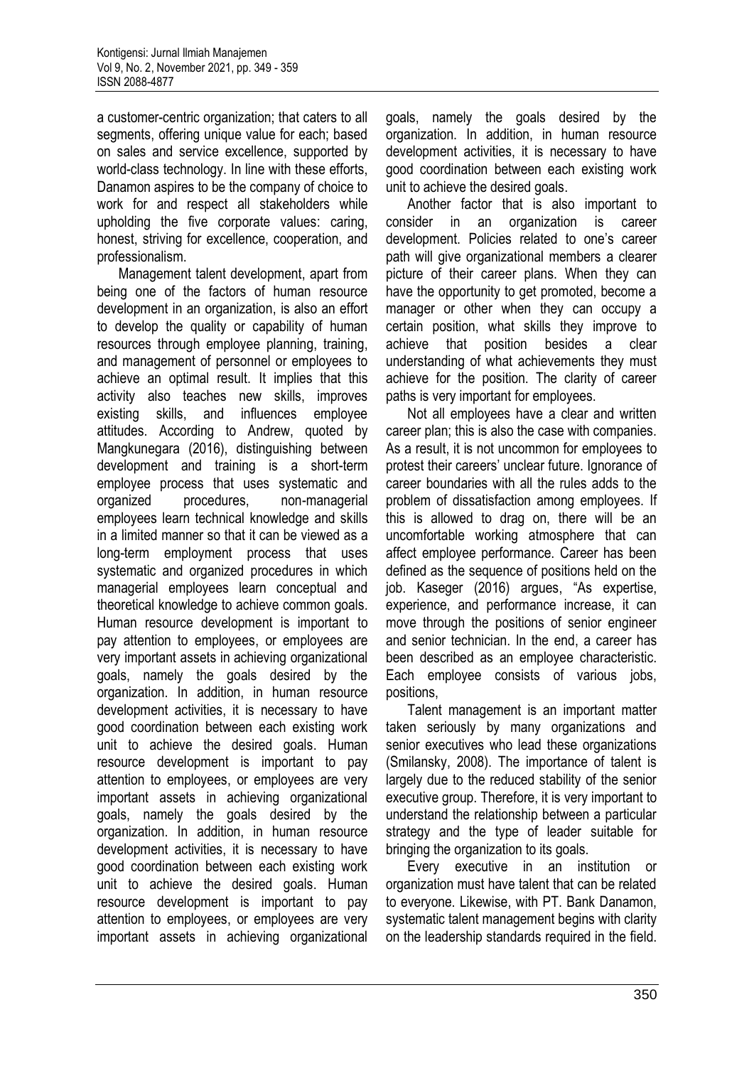a customer-centric organization; that caters to all segments, offering unique value for each; based on sales and service excellence, supported by world-class technology. In line with these efforts, Danamon aspires to be the company of choice to work for and respect all stakeholders while upholding the five corporate values: caring, honest, striving for excellence, cooperation, and professionalism.

Management talent development, apart from being one of the factors of human resource development in an organization, is also an effort to develop the quality or capability of human resources through employee planning, training, and management of personnel or employees to achieve an optimal result. It implies that this activity also teaches new skills, improves existing skills, and influences employee attitudes. According to Andrew, quoted by Mangkunegara (2016), distinguishing between development and training is a short-term employee process that uses systematic and organized procedures, non-managerial employees learn technical knowledge and skills in a limited manner so that it can be viewed as a long-term employment process that uses systematic and organized procedures in which managerial employees learn conceptual and theoretical knowledge to achieve common goals. Human resource development is important to pay attention to employees, or employees are very important assets in achieving organizational goals, namely the goals desired by the organization. In addition, in human resource development activities, it is necessary to have good coordination between each existing work unit to achieve the desired goals. Human resource development is important to pay attention to employees, or employees are very important assets in achieving organizational goals, namely the goals desired by the organization. In addition, in human resource development activities, it is necessary to have good coordination between each existing work unit to achieve the desired goals. Human resource development is important to pay attention to employees, or employees are very important assets in achieving organizational goals, namely the goals desired by the organization. In addition, in human resource development activities, it is necessary to have good coordination between each existing work unit to achieve the desired goals.

Another factor that is also important to consider in an organization is career development. Policies related to one's career path will give organizational members a clearer picture of their career plans. When they can have the opportunity to get promoted, become a manager or other when they can occupy a certain position, what skills they improve to achieve that position besides a clear understanding of what achievements they must achieve for the position. The clarity of career paths is very important for employees.

Not all employees have a clear and written career plan; this is also the case with companies. As a result, it is not uncommon for employees to protest their careers' unclear future. Ignorance of career boundaries with all the rules adds to the problem of dissatisfaction among employees. If this is allowed to drag on, there will be an uncomfortable working atmosphere that can affect employee performance. Career has been defined as the sequence of positions held on the job. Kaseger (2016) argues, "As expertise, experience, and performance increase, it can move through the positions of senior engineer and senior technician. In the end, a career has been described as an employee characteristic. Each employee consists of various jobs, positions,

Talent management is an important matter taken seriously by many organizations and senior executives who lead these organizations (Smilansky, 2008). The importance of talent is largely due to the reduced stability of the senior executive group. Therefore, it is very important to understand the relationship between a particular strategy and the type of leader suitable for bringing the organization to its goals.

Every executive in an institution or organization must have talent that can be related to everyone. Likewise, with PT. Bank Danamon, systematic talent management begins with clarity on the leadership standards required in the field.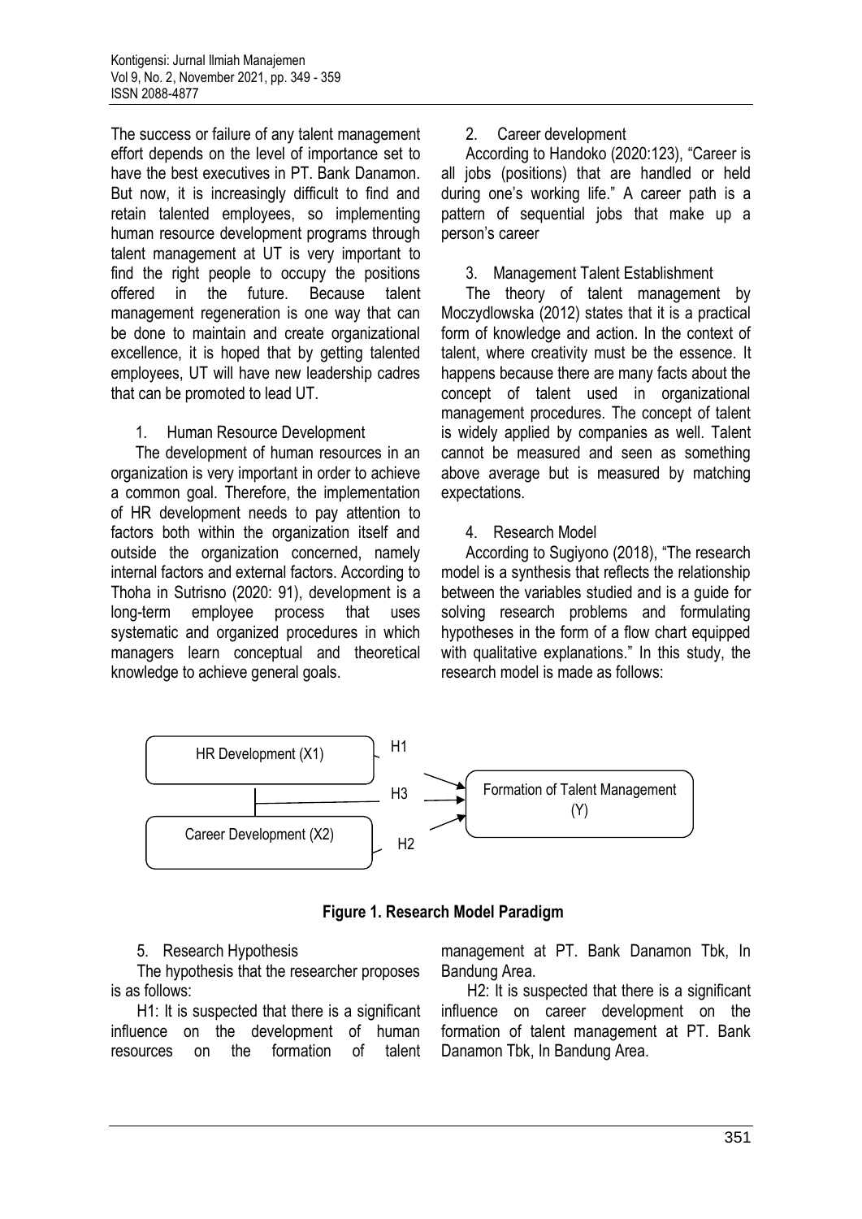The success or failure of any talent management effort depends on the level of importance set to have the best executives in PT. Bank Danamon. But now, it is increasingly difficult to find and retain talented employees, so implementing human resource development programs through talent management at UT is very important to find the right people to occupy the positions offered in the future. Because talent management regeneration is one way that can be done to maintain and create organizational excellence, it is hoped that by getting talented employees, UT will have new leadership cadres that can be promoted to lead UT.

1. Human Resource Development

The development of human resources in an organization is very important in order to achieve a common goal. Therefore, the implementation of HR development needs to pay attention to factors both within the organization itself and outside the organization concerned, namely internal factors and external factors. According to Thoha in Sutrisno (2020: 91), development is a long-term employee process that uses systematic and organized procedures in which managers learn conceptual and theoretical knowledge to achieve general goals.

2. Career development

According to Handoko (2020:123), "Career is all jobs (positions) that are handled or held during one's working life." A career path is a pattern of sequential jobs that make up a person's career

3. Management Talent Establishment

The theory of talent management by Moczydlowska (2012) states that it is a practical form of knowledge and action. In the context of talent, where creativity must be the essence. It happens because there are many facts about the concept of talent used in organizational management procedures. The concept of talent is widely applied by companies as well. Talent cannot be measured and seen as something above average but is measured by matching expectations.

4. Research Model

According to Sugiyono (2018), "The research model is a synthesis that reflects the relationship between the variables studied and is a guide for solving research problems and formulating hypotheses in the form of a flow chart equipped with qualitative explanations." In this study, the research model is made as follows:

HR Development (X1) — H1 → Formation of Talent Management (Y)

Career Development (X2) — H2 → Formation of Talent Management (Y)

HR Development (X1) and Career Development (X2) — H3 → Formation of Talent Management (Y)

**Figure 1. Research Model Paradigm**

5. Research Hypothesis

The hypothesis that the researcher proposes is as follows:

H1: It is suspected that there is a significant influence on the development of human resources on the formation of talent management at PT. Bank Danamon Tbk, In Bandung Area.

H2: It is suspected that there is a significant influence on career development on the formation of talent management at PT. Bank Danamon Tbk, In Bandung Area.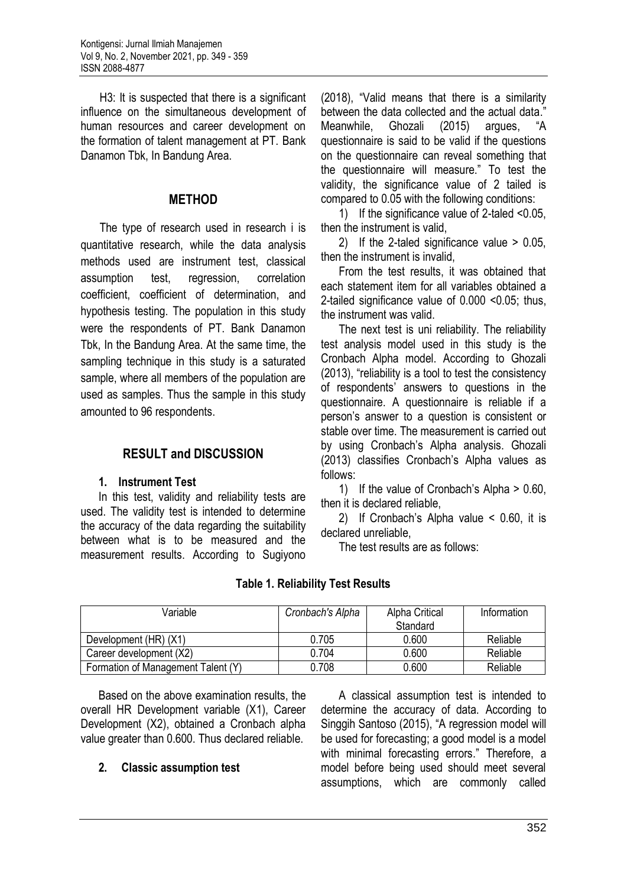H3: It is suspected that there is a significant influence on the simultaneous development of human resources and career development on the formation of talent management at PT. Bank Danamon Tbk, In Bandung Area.

## METHOD

The type of research used in research i is quantitative research, while the data analysis methods used are instrument test, classical assumption test, regression, correlation coefficient, coefficient of determination, and hypothesis testing. The population in this study were the respondents of PT. Bank Danamon Tbk, In the Bandung Area. At the same time, the sampling technique in this study is a saturated sample, where all members of the population are used as samples. Thus the sample in this study amounted to 96 respondents.

## RESULT and DISCUSSION

### 1. Instrument Test

In this test, validity and reliability tests are used. The validity test is intended to determine the accuracy of the data regarding the suitability between what is to be measured and the measurement results. According to Sugiyono (2018), "Valid means that there is a similarity between the data collected and the actual data." Meanwhile, Ghozali (2015) argues, "A questionnaire is said to be valid if the questions on the questionnaire can reveal something that the questionnaire will measure." To test the validity, the significance value of 2 tailed is compared to 0.05 with the following conditions:

1) If the significance value of 2-taled <0.05, then the instrument is valid,

2) If the 2-taled significance value > 0.05, then the instrument is invalid,

From the test results, it was obtained that each statement item for all variables obtained a 2-tailed significance value of 0.000 <0.05; thus, the instrument was valid.

The next test is uni reliability. The reliability test analysis model used in this study is the Cronbach Alpha model. According to Ghozali (2013), "reliability is a tool to test the consistency of respondents' answers to questions in the questionnaire. A questionnaire is reliable if a person's answer to a question is consistent or stable over time. The measurement is carried out by using Cronbach's Alpha analysis. Ghozali (2013) classifies Cronbach's Alpha values as follows:

1) If the value of Cronbach's Alpha > 0.60, then it is declared reliable,

2) If Cronbach's Alpha value < 0.60, it is declared unreliable,

The test results are as follows:

**Table 1. Reliability Test Results**

| Variable | *Cronbach's Alpha* | Alpha Critical Standard | Information |
|---|---|---|---|
| Development (HR) (X1) | 0.705 | 0.600 | Reliable |
| Career development (X2) | 0.704 | 0.600 | Reliable |
| Formation of Management Talent (Y) | 0.708 | 0.600 | Reliable |

Based on the above examination results, the overall HR Development variable (X1), Career Development (X2), obtained a Cronbach alpha value greater than 0.600. Thus declared reliable.

### 2. Classic assumption test

A classical assumption test is intended to determine the accuracy of data. According to Singgih Santoso (2015), "A regression model will be used for forecasting; a good model is a model with minimal forecasting errors." Therefore, a model before being used should meet several assumptions, which are commonly called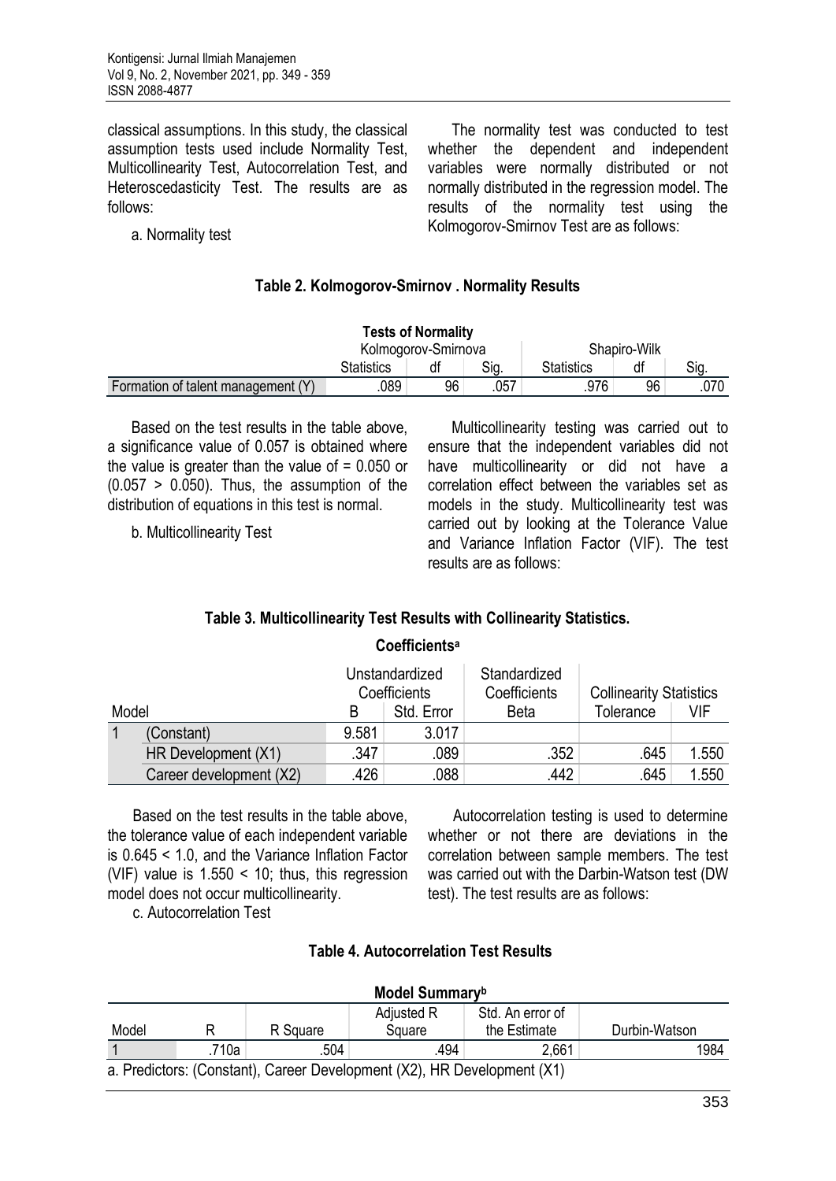classical assumptions. In this study, the classical assumption tests used include Normality Test, Multicollinearity Test, Autocorrelation Test, and Heteroscedasticity Test. The results are as follows:

a. Normality test

The normality test was conducted to test whether the dependent and independent variables were normally distributed or not normally distributed in the regression model. The results of the normality test using the Kolmogorov-Smirnov Test are as follows:

**Table 2. Kolmogorov-Smirnov . Normality Results**

**Tests of Normality**

| | Kolmogorov-Smirnova | | | Shapiro-Wilk | | |
|---|---|---|---|---|---|---|
| | Statistics | df | Sig. | Statistics | df | Sig. |
| Formation of talent management (Y) | .089 | 96 | .057 | .976 | 96 | .070 |

Based on the test results in the table above, a significance value of 0.057 is obtained where the value is greater than the value of = 0.050 or (0.057 > 0.050). Thus, the assumption of the distribution of equations in this test is normal.

b. Multicollinearity Test

Multicollinearity testing was carried out to ensure that the independent variables did not have multicollinearity or did not have a correlation effect between the variables set as models in the study. Multicollinearity test was carried out by looking at the Tolerance Value and Variance Inflation Factor (VIF). The test results are as follows:

**Table 3. Multicollinearity Test Results with Collinearity Statistics.**

**Coefficientsa**

| Model | | Unstandardized Coefficients | | Standardized Coefficients | Collinearity Statistics | |
|---|---|---|---|---|---|---|
| | | B | Std. Error | Beta | Tolerance | VIF |
| 1 | (Constant) | 9.581 | 3.017 | | | |
| | HR Development (X1) | .347 | .089 | .352 | .645 | 1.550 |
| | Career development (X2) | .426 | .088 | .442 | .645 | 1.550 |

Based on the test results in the table above, the tolerance value of each independent variable is 0.645 < 1.0, and the Variance Inflation Factor (VIF) value is 1.550 < 10; thus, this regression model does not occur multicollinearity.

c. Autocorrelation Test

Autocorrelation testing is used to determine whether or not there are deviations in the correlation between sample members. The test was carried out with the Darbin-Watson test (DW test). The test results are as follows:

**Table 4. Autocorrelation Test Results**

**Model Summaryb**

| Model | R | R Square | Adjusted R Square | Std. An error of the Estimate | Durbin-Watson |
|---|---|---|---|---|---|
| 1 | .710a | .504 | .494 | 2,661 | 1984 |

a. Predictors: (Constant), Career Development (X2), HR Development (X1)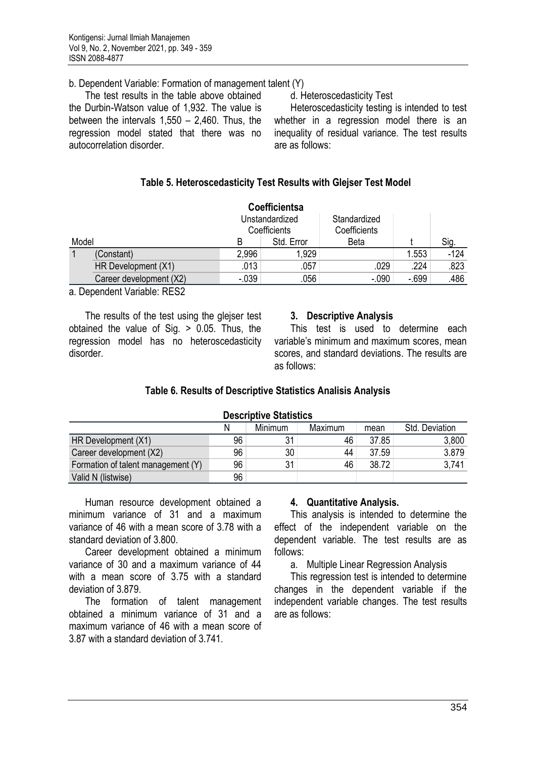b. Dependent Variable: Formation of management talent (Y)

The test results in the table above obtained the Durbin-Watson value of 1,932. The value is between the intervals 1,550 – 2,460. Thus, the regression model stated that there was no autocorrelation disorder.

d. Heteroscedasticity Test

Heteroscedasticity testing is intended to test whether in a regression model there is an inequality of residual variance. The test results are as follows:

**Table 5. Heteroscedasticity Test Results with Glejser Test Model**

**Coefficientsa**

| Model | | Unstandardized Coefficients | | Standardized Coefficients | | |
|---|---|---|---|---|---|---|
| | | B | Std. Error | Beta | t | Sig. |
| 1 | (Constant) | 2,996 | 1,929 | | 1.553 | -124 |
| | HR Development (X1) | .013 | .057 | .029 | .224 | .823 |
| | Career development (X2) | -.039 | .056 | -.090 | -.699 | .486 |

a. Dependent Variable: RES2

The results of the test using the glejser test obtained the value of Sig. > 0.05. Thus, the regression model has no heteroscedasticity disorder.

### 3. Descriptive Analysis

This test is used to determine each variable's minimum and maximum scores, mean scores, and standard deviations. The results are as follows:

**Table 6. Results of Descriptive Statistics Analisis Analysis**

**Descriptive Statistics**

| | N | Minimum | Maximum | mean | Std. Deviation |
|---|---|---|---|---|---|
| HR Development (X1) | 96 | 31 | 46 | 37.85 | 3,800 |
| Career development (X2) | 96 | 30 | 44 | 37.59 | 3.879 |
| Formation of talent management (Y) | 96 | 31 | 46 | 38.72 | 3,741 |
| Valid N (listwise) | 96 | | | | |

Human resource development obtained a minimum variance of 31 and a maximum variance of 46 with a mean score of 3.78 with a standard deviation of 3.800.

Career development obtained a minimum variance of 30 and a maximum variance of 44 with a mean score of 3.75 with a standard deviation of 3.879.

The formation of talent management obtained a minimum variance of 31 and a maximum variance of 46 with a mean score of 3.87 with a standard deviation of 3.741.

### 4. Quantitative Analysis.

This analysis is intended to determine the effect of the independent variable on the dependent variable. The test results are as follows:

a. Multiple Linear Regression Analysis

This regression test is intended to determine changes in the dependent variable if the independent variable changes. The test results are as follows: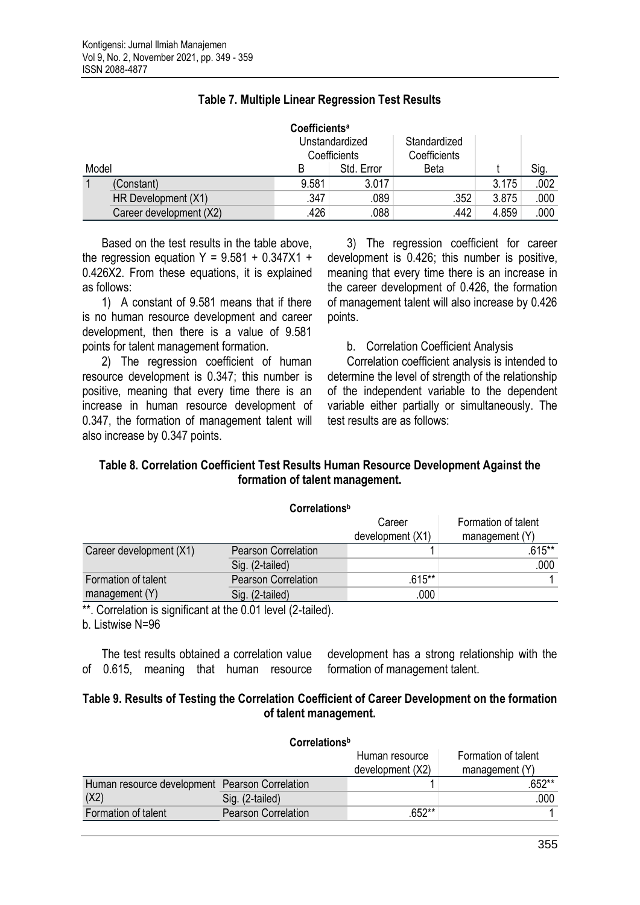**Table 7. Multiple Linear Regression Test Results**

| Model | | Unstandardized Coefficients | | Standardized Coefficients | t | Sig. |
|---|---|---|---|---|---|---|
| | | B | Std. Error | Beta | | |
| 1 | (Constant) | 9.581 | 3.017 | | 3.175 | .002 |
| | HR Development (X1) | .347 | .089 | .352 | 3.875 | .000 |
| | Career development (X2) | .426 | .088 | .442 | 4.859 | .000 |

Coefficients[a]

Based on the test results in the table above, the regression equation $Y = 9.581 + 0.347X1 + 0.426X2$. From these equations, it is explained as follows:

1) A constant of 9.581 means that if there is no human resource development and career development, then there is a value of 9.581 points for talent management formation.

2) The regression coefficient of human resource development is 0.347; this number is positive, meaning that every time there is an increase in human resource development of 0.347, the formation of management talent will also increase by 0.347 points.

3) The regression coefficient for career development is 0.426; this number is positive, meaning that every time there is an increase in the career development of 0.426, the formation of management talent will also increase by 0.426 points.

b. Correlation Coefficient Analysis

Correlation coefficient analysis is intended to determine the level of strength of the relationship of the independent variable to the dependent variable either partially or simultaneously. The test results are as follows:

**Table 8. Correlation Coefficient Test Results Human Resource Development Against the formation of talent management.**

Correlations[b]

| | | Career development (X1) | Formation of talent management (Y) |
|---|---|---|---|
| Career development (X1) | Pearson Correlation | 1 | .615** |
| | Sig. (2-tailed) | | .000 |
| Formation of talent management (Y) | Pearson Correlation | .615** | 1 |
| | Sig. (2-tailed) | .000 | |

**. Correlation is significant at the 0.01 level (2-tailed).

b. Listwise N=96

The test results obtained a correlation value of 0.615, meaning that human resource development has a strong relationship with the formation of management talent.

**Table 9. Results of Testing the Correlation Coefficient of Career Development on the formation of talent management.**

Correlations[b]

| | | Human resource development (X2) | Formation of talent management (Y) |
|---|---|---|---|
| Human resource development (X2) | Pearson Correlation | 1 | .652** |
| | Sig. (2-tailed) | | .000 |
| Formation of talent | Pearson Correlation | .652** | 1 |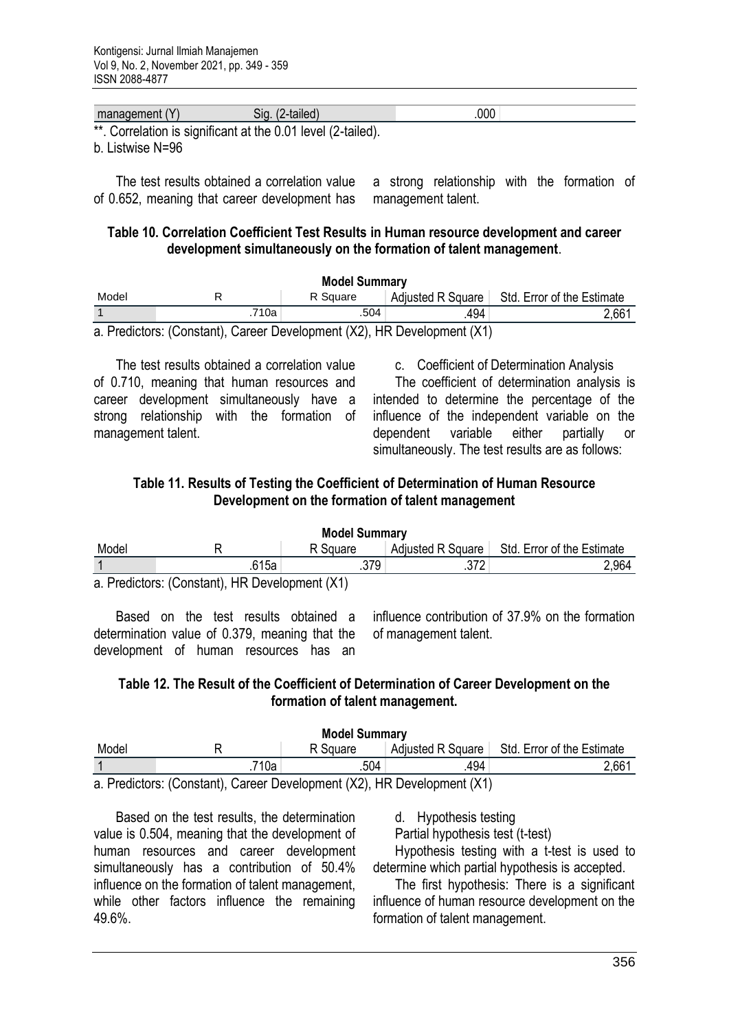| management (Y) | Sig. (2-tailed) | .000 |
|---|---|---|

**. Correlation is significant at the 0.01 level (2-tailed).

b. Listwise N=96

The test results obtained a correlation value of 0.652, meaning that career development has a strong relationship with the formation of management talent.

**Table 10. Correlation Coefficient Test Results in Human resource development and career development simultaneously on the formation of talent management**.

**Model Summary**

| Model | R | R Square | Adjusted R Square | Std. Error of the Estimate |
|---|---|---|---|---|
| 1 | .710a | .504 | .494 | 2,661 |

a. Predictors: (Constant), Career Development (X2), HR Development (X1)

The test results obtained a correlation value of 0.710, meaning that human resources and career development simultaneously have a strong relationship with the formation of management talent.

c. Coefficient of Determination Analysis

The coefficient of determination analysis is intended to determine the percentage of the influence of the independent variable on the dependent variable either partially or simultaneously. The test results are as follows:

**Table 11. Results of Testing the Coefficient of Determination of Human Resource Development on the formation of talent management**

**Model Summary**

| Model | R | R Square | Adjusted R Square | Std. Error of the Estimate |
|---|---|---|---|---|
| 1 | .615a | .379 | .372 | 2,964 |

a. Predictors: (Constant), HR Development (X1)

Based on the test results obtained a determination value of 0.379, meaning that the development of human resources has an influence contribution of 37.9% on the formation of management talent.

**Table 12. The Result of the Coefficient of Determination of Career Development on the formation of talent management.**

**Model Summary**

| Model | R | R Square | Adjusted R Square | Std. Error of the Estimate |
|---|---|---|---|---|
| 1 | .710a | .504 | .494 | 2,661 |

a. Predictors: (Constant), Career Development (X2), HR Development (X1)

Based on the test results, the determination value is 0.504, meaning that the development of human resources and career development simultaneously has a contribution of 50.4% influence on the formation of talent management, while other factors influence the remaining 49.6%.

d. Hypothesis testing

Partial hypothesis test (t-test)

Hypothesis testing with a t-test is used to determine which partial hypothesis is accepted.

The first hypothesis: There is a significant influence of human resource development on the formation of talent management.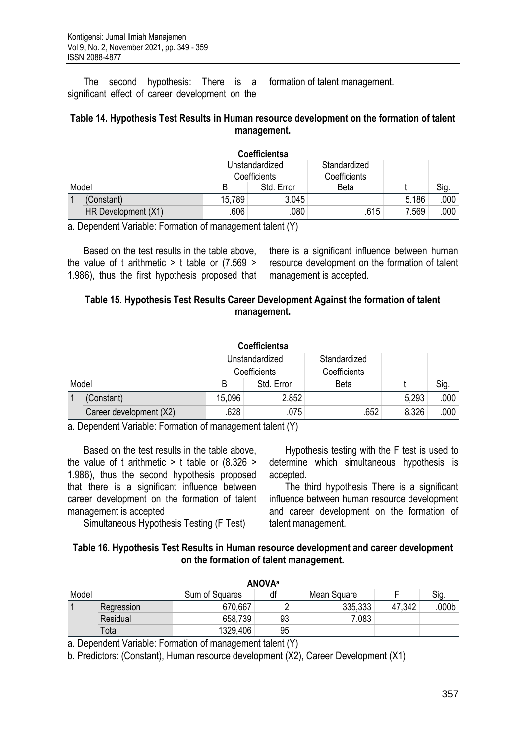The second hypothesis: There is a significant effect of career development on the formation of talent management.

**Table 14. Hypothesis Test Results in Human resource development on the formation of talent management.**

| Coefficientsa | | | | | | |
|---|---|---|---|---|---|---|
| Model | | Unstandardized Coefficients | | Standardized Coefficients | t | Sig. |
| | | B | Std. Error | Beta | | |
| 1 | (Constant) | 15,789 | 3.045 | | 5.186 | .000 |
| | HR Development (X1) | .606 | .080 | .615 | 7.569 | .000 |

a. Dependent Variable: Formation of management talent (Y)

Based on the test results in the table above, the value of t arithmetic > t table or (7.569 > 1.986), thus the first hypothesis proposed that there is a significant influence between human resource development on the formation of talent management is accepted.

**Table 15. Hypothesis Test Results Career Development Against the formation of talent management.**

| Coefficientsa | | | | | | |
|---|---|---|---|---|---|---|
| Model | | Unstandardized Coefficients | | Standardized Coefficients | t | Sig. |
| | | B | Std. Error | Beta | | |
| 1 | (Constant) | 15,096 | 2.852 | | 5,293 | .000 |
| | Career development (X2) | .628 | .075 | .652 | 8.326 | .000 |

a. Dependent Variable: Formation of management talent (Y)

Based on the test results in the table above, the value of t arithmetic > t table or (8.326 > 1.986), thus the second hypothesis proposed that there is a significant influence between career development on the formation of talent management is accepted

Simultaneous Hypothesis Testing (F Test)

Hypothesis testing with the F test is used to determine which simultaneous hypothesis is accepted.

The third hypothesis There is a significant influence between human resource development and career development on the formation of talent management.

**Table 16. Hypothesis Test Results in Human resource development and career development on the formation of talent management.**

| ANOVAa | | | | | | |
|---|---|---|---|---|---|---|
| Model | | Sum of Squares | df | Mean Square | F | Sig. |
| 1 | Regression | 670,667 | 2 | 335,333 | 47,342 | .000b |
| | Residual | 658,739 | 93 | 7.083 | | |
| | Total | 1329,406 | 95 | | | |

a. Dependent Variable: Formation of management talent (Y)

b. Predictors: (Constant), Human resource development (X2), Career Development (X1)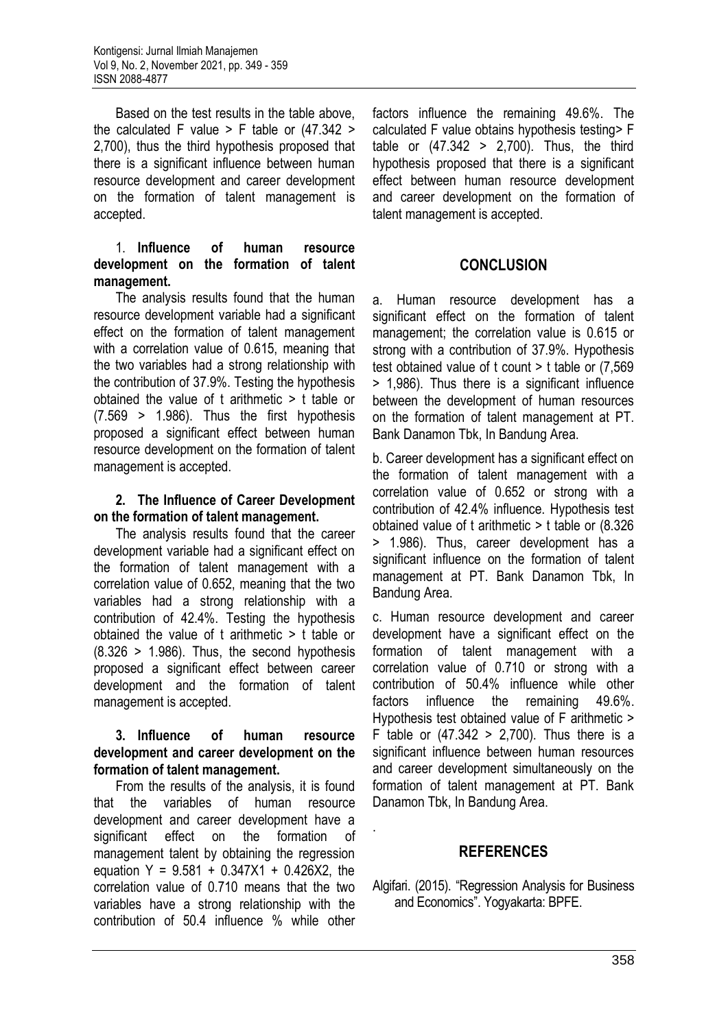Based on the test results in the table above, the calculated F value > F table or (47.342 > 2,700), thus the third hypothesis proposed that there is a significant influence between human resource development and career development on the formation of talent management is accepted.

1. **Influence of human resource development on the formation of talent management.**

The analysis results found that the human resource development variable had a significant effect on the formation of talent management with a correlation value of 0.615, meaning that the two variables had a strong relationship with the contribution of 37.9%. Testing the hypothesis obtained the value of t arithmetic > t table or (7.569 > 1.986). Thus the first hypothesis proposed a significant effect between human resource development on the formation of talent management is accepted.

2. **The Influence of Career Development on the formation of talent management.**

The analysis results found that the career development variable had a significant effect on the formation of talent management with a correlation value of 0.652, meaning that the two variables had a strong relationship with a contribution of 42.4%. Testing the hypothesis obtained the value of t arithmetic > t table or (8.326 > 1.986). Thus, the second hypothesis proposed a significant effect between career development and the formation of talent management is accepted.

3. **Influence of human resource development and career development on the formation of talent management.**

From the results of the analysis, it is found that the variables of human resource development and career development have a significant effect on the formation of management talent by obtaining the regression equation $Y = 9.581 + 0.347X1 + 0.426X2$, the correlation value of 0.710 means that the two variables have a strong relationship with the contribution of 50.4 influence % while other factors influence the remaining 49.6%. The calculated F value obtains hypothesis testing> F table or (47.342 > 2,700). Thus, the third hypothesis proposed that there is a significant effect between human resource development and career development on the formation of talent management is accepted.

## CONCLUSION

a. Human resource development has a significant effect on the formation of talent management; the correlation value is 0.615 or strong with a contribution of 37.9%. Hypothesis test obtained value of t count > t table or (7,569 > 1,986). Thus there is a significant influence between the development of human resources on the formation of talent management at PT. Bank Danamon Tbk, In Bandung Area.

b. Career development has a significant effect on the formation of talent management with a correlation value of 0.652 or strong with a contribution of 42.4% influence. Hypothesis test obtained value of t arithmetic > t table or (8.326 > 1.986). Thus, career development has a significant influence on the formation of talent management at PT. Bank Danamon Tbk, In Bandung Area.

c. Human resource development and career development have a significant effect on the formation of talent management with a correlation value of 0.710 or strong with a contribution of 50.4% influence while other factors influence the remaining 49.6%. Hypothesis test obtained value of F arithmetic > F table or (47.342 > 2,700). Thus there is a significant influence between human resources and career development simultaneously on the formation of talent management at PT. Bank Danamon Tbk, In Bandung Area.

.

## REFERENCES

Algifari. (2015). "Regression Analysis for Business and Economics". Yogyakarta: BPFE.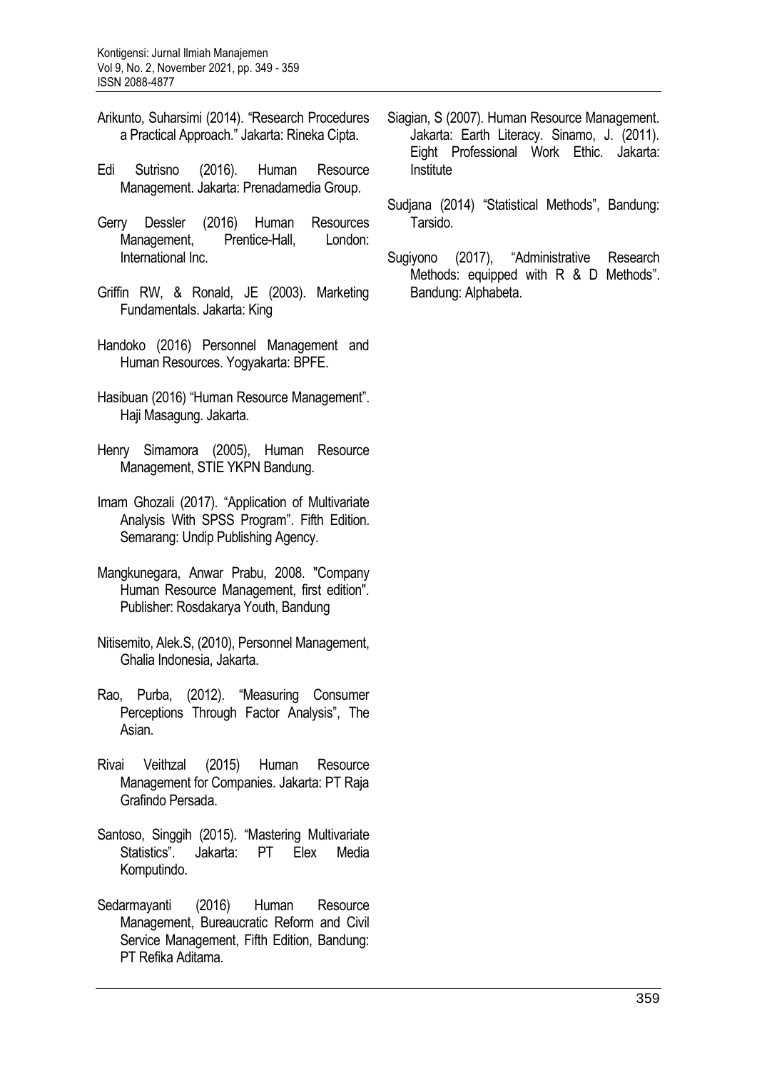Arikunto, Suharsimi (2014). "Research Procedures a Practical Approach." Jakarta: Rineka Cipta.

Edi Sutrisno (2016). Human Resource Management. Jakarta: Prenadamedia Group.

Gerry Dessler (2016) Human Resources Management, Prentice-Hall, London: International Inc.

Griffin RW, & Ronald, JE (2003). Marketing Fundamentals. Jakarta: King

Handoko (2016) Personnel Management and Human Resources. Yogyakarta: BPFE.

Hasibuan (2016) "Human Resource Management". Haji Masagung. Jakarta.

Henry Simamora (2005), Human Resource Management, STIE YKPN Bandung.

Imam Ghozali (2017). "Application of Multivariate Analysis With SPSS Program". Fifth Edition. Semarang: Undip Publishing Agency.

Mangkunegara, Anwar Prabu, 2008. "Company Human Resource Management, first edition". Publisher: Rosdakarya Youth, Bandung

Nitisemito, Alek.S, (2010), Personnel Management, Ghalia Indonesia, Jakarta.

Rao, Purba, (2012). "Measuring Consumer Perceptions Through Factor Analysis", The Asian.

Rivai Veithzal (2015) Human Resource Management for Companies. Jakarta: PT Raja Grafindo Persada.

Santoso, Singgih (2015). "Mastering Multivariate Statistics". Jakarta: PT Elex Media Komputindo.

Sedarmayanti (2016) Human Resource Management, Bureaucratic Reform and Civil Service Management, Fifth Edition, Bandung: PT Refika Aditama.

Siagian, S (2007). Human Resource Management. Jakarta: Earth Literacy. Sinamo, J. (2011). Eight Professional Work Ethic. Jakarta: Institute

Sudjana (2014) "Statistical Methods", Bandung: Tarsido.

Sugiyono (2017), "Administrative Research Methods: equipped with R & D Methods". Bandung: Alphabeta.